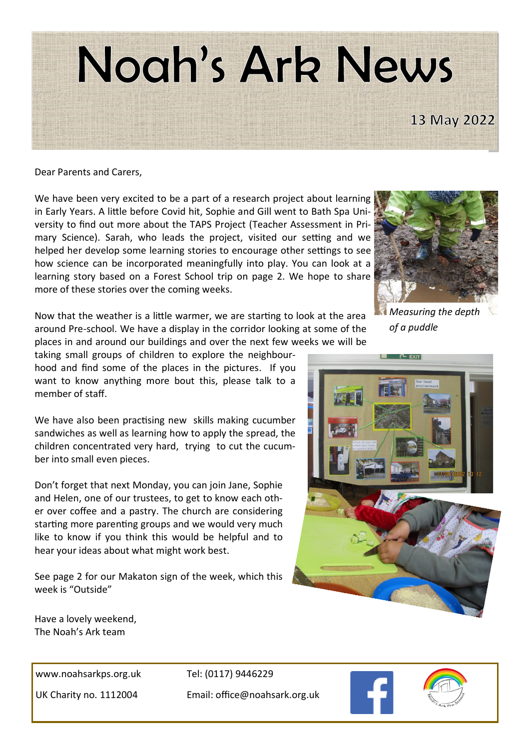# Noah's Ark News

13 May 2022

Dear Parents and Carers,

We have been very excited to be a part of a research project about learning in Early Years. A little before Covid hit, Sophie and Gill went to Bath Spa University to find out more about the TAPS Project (Teacher Assessment in Primary Science). Sarah, who leads the project, visited our setting and we helped her develop some learning stories to encourage other settings to see how science can be incorporated meaningfully into play. You can look at a learning story based on a Forest School trip on page 2. We hope to share more of these stories over the coming weeks.

*Measuring the depth of a puddle*

Now that the weather is a little warmer, we are starting to look at the area around Pre-school. We have a display in the corridor looking at some of the places in and around our buildings and over the next few weeks we will be taking small groups of children to explore the neighbourhood and find some of the places in the pictures. If you want to know anything more bout this, please talk to a member of staff.

We have also been practising new skills making cucumber sandwiches as well as learning how to apply the spread, the children concentrated very hard, trying to cut the cucumber into small even pieces.

Don't forget that next Monday, you can join Jane, Sophie and Helen, one of our trustees, to get to know each other over coffee and a pastry. The church are considering starting more parenting groups and we would very much like to know if you think this would be helpful and to hear your ideas about what might work best.

See page 2 for our Makaton sign of the week, which this week is "Outside"

Have a lovely weekend,
The Noah's Ark team

www.noahsarkps.org.uk
UK Charity no. 1112004
Tel: (0117) 9446229
Email: office@noahsark.org.uk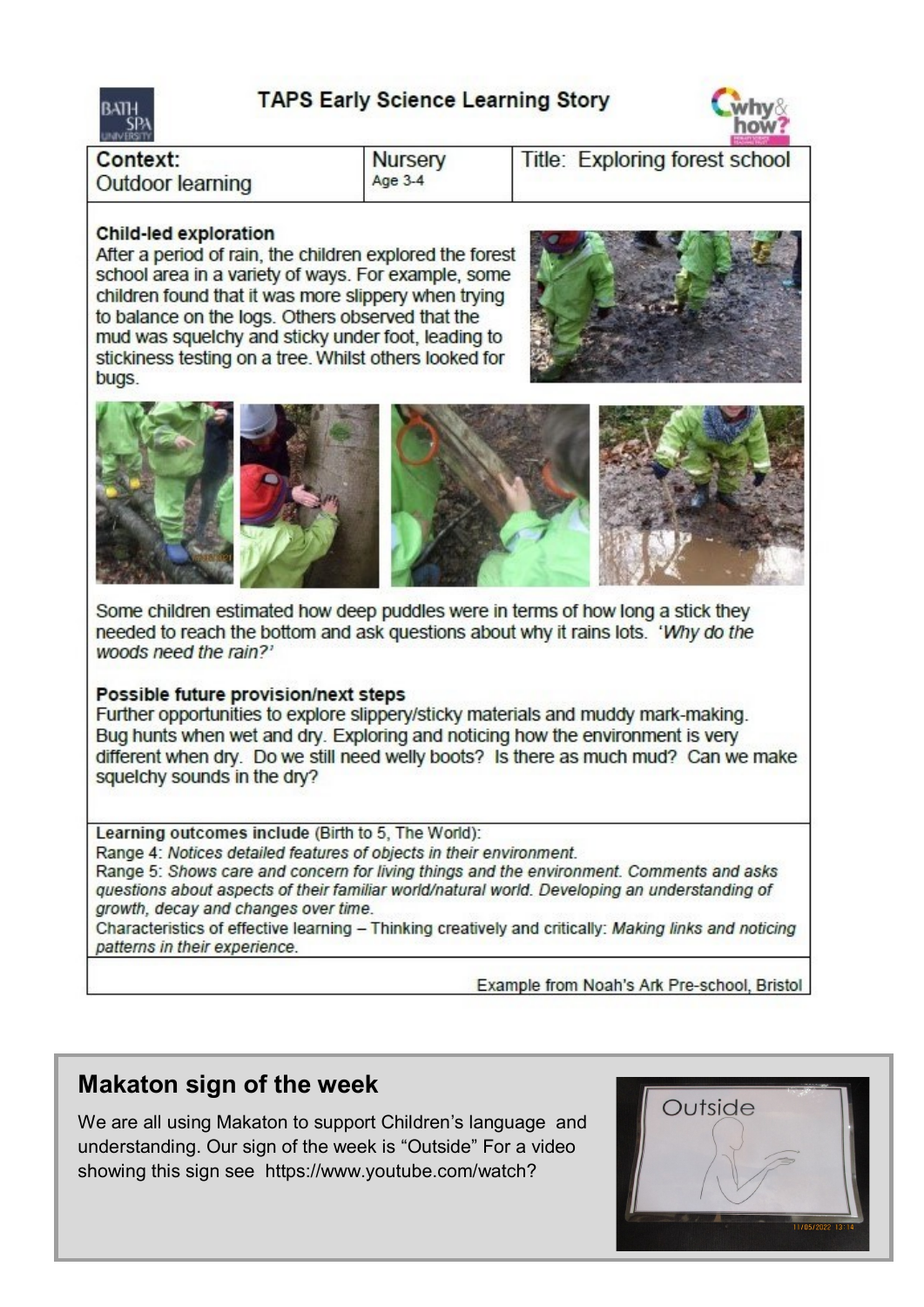# TAPS Early Science Learning Story

| Context: Outdoor learning | Nursery Age 3-4 | Title: Exploring forest school |
| --- | --- | --- |

**Child-led exploration**

After a period of rain, the children explored the forest school area in a variety of ways. For example, some children found that it was more slippery when trying to balance on the logs. Others observed that the mud was squelchy and sticky under foot, leading to stickiness testing on a tree. Whilst others looked for bugs.

Some children estimated how deep puddles were in terms of how long a stick they needed to reach the bottom and ask questions about why it rains lots. '*Why do the woods need the rain?*'

**Possible future provision/next steps**

Further opportunities to explore slippery/sticky materials and muddy mark-making. Bug hunts when wet and dry. Exploring and noticing how the environment is very different when dry. Do we still need welly boots? Is there as much mud? Can we make squelchy sounds in the dry?

**Learning outcomes include** (Birth to 5, The World):

Range 4: *Notices detailed features of objects in their environment.*

Range 5: *Shows care and concern for living things and the environment. Comments and asks questions about aspects of their familiar world/natural world. Developing an understanding of growth, decay and changes over time.*

Characteristics of effective learning – Thinking creatively and critically: *Making links and noticing patterns in their experience.*

Example from Noah's Ark Pre-school, Bristol

## Makaton sign of the week

We are all using Makaton to support Children's language and understanding. Our sign of the week is "Outside" For a video showing this sign see https://www.youtube.com/watch?

Outside